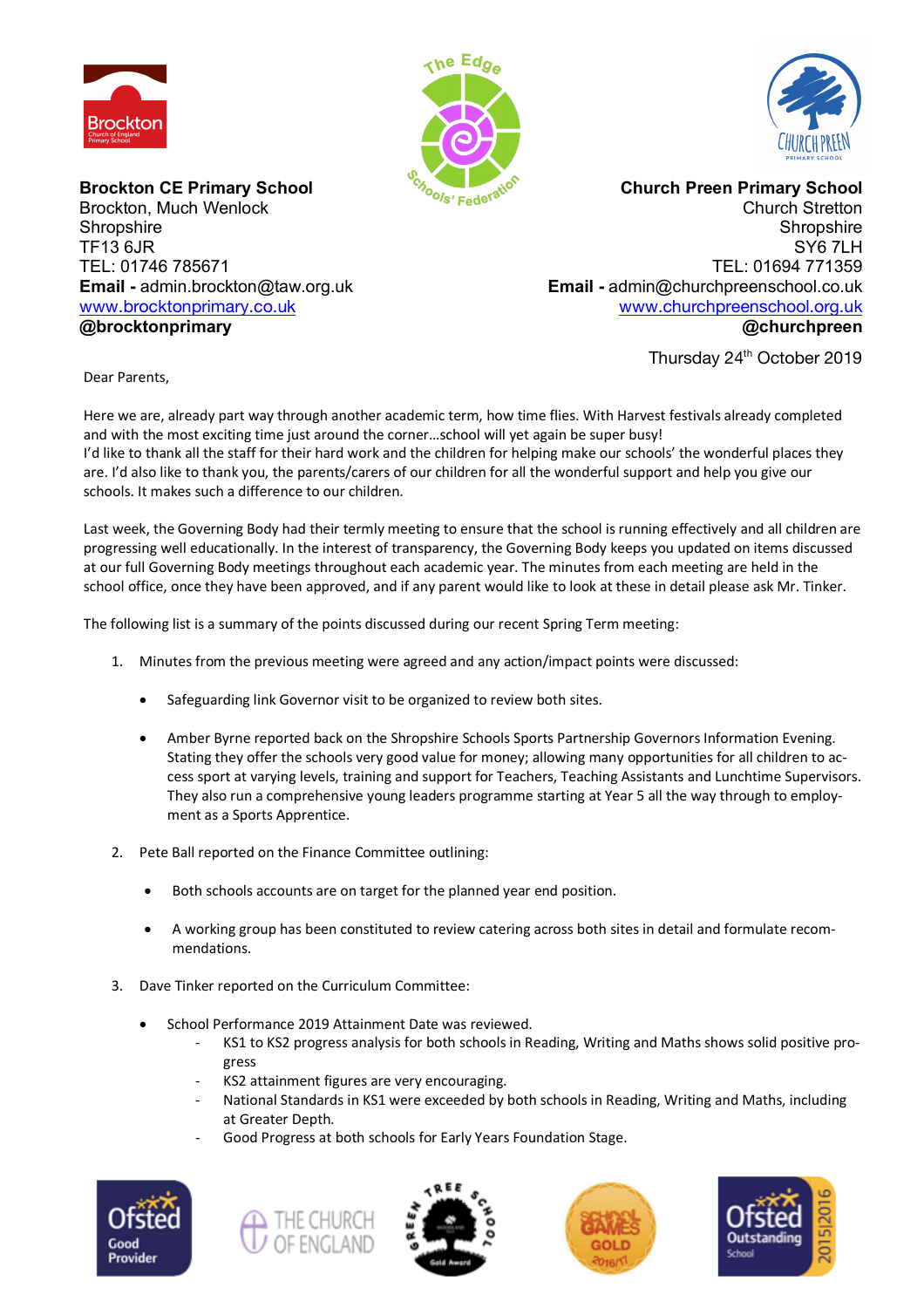**Brockton CE Primary School**
Brockton, Much Wenlock
Shropshire
TF13 6JR
TEL: 01746 785671
**Email -** admin.brockton@taw.org.uk
www.brocktonprimary.co.uk
**@brocktonprimary**

**Church Preen Primary School**
Church Stretton
Shropshire
SY6 7LH
TEL: 01694 771359
**Email -** admin@churchpreenschool.co.uk
www.churchpreenschool.org.uk
**@churchpreen**

Thursday 24th October 2019

Dear Parents,

Here we are, already part way through another academic term, how time flies. With Harvest festivals already completed and with the most exciting time just around the corner…school will yet again be super busy!
I'd like to thank all the staff for their hard work and the children for helping make our schools' the wonderful places they are. I'd also like to thank you, the parents/carers of our children for all the wonderful support and help you give our schools. It makes such a difference to our children.

Last week, the Governing Body had their termly meeting to ensure that the school is running effectively and all children are progressing well educationally. In the interest of transparency, the Governing Body keeps you updated on items discussed at our full Governing Body meetings throughout each academic year. The minutes from each meeting are held in the school office, once they have been approved, and if any parent would like to look at these in detail please ask Mr. Tinker.

The following list is a summary of the points discussed during our recent Spring Term meeting:

1. Minutes from the previous meeting were agreed and any action/impact points were discussed:

    - Safeguarding link Governor visit to be organized to review both sites.

    - Amber Byrne reported back on the Shropshire Schools Sports Partnership Governors Information Evening. Stating they offer the schools very good value for money; allowing many opportunities for all children to access sport at varying levels, training and support for Teachers, Teaching Assistants and Lunchtime Supervisors. They also run a comprehensive young leaders programme starting at Year 5 all the way through to employment as a Sports Apprentice.

2. Pete Ball reported on the Finance Committee outlining:

    - Both schools accounts are on target for the planned year end position.

    - A working group has been constituted to review catering across both sites in detail and formulate recommendations.

3. Dave Tinker reported on the Curriculum Committee:

    - School Performance 2019 Attainment Date was reviewed.
        - KS1 to KS2 progress analysis for both schools in Reading, Writing and Maths shows solid positive progress
        - KS2 attainment figures are very encouraging.
        - National Standards in KS1 were exceeded by both schools in Reading, Writing and Maths, including at Greater Depth.
        - Good Progress at both schools for Early Years Foundation Stage.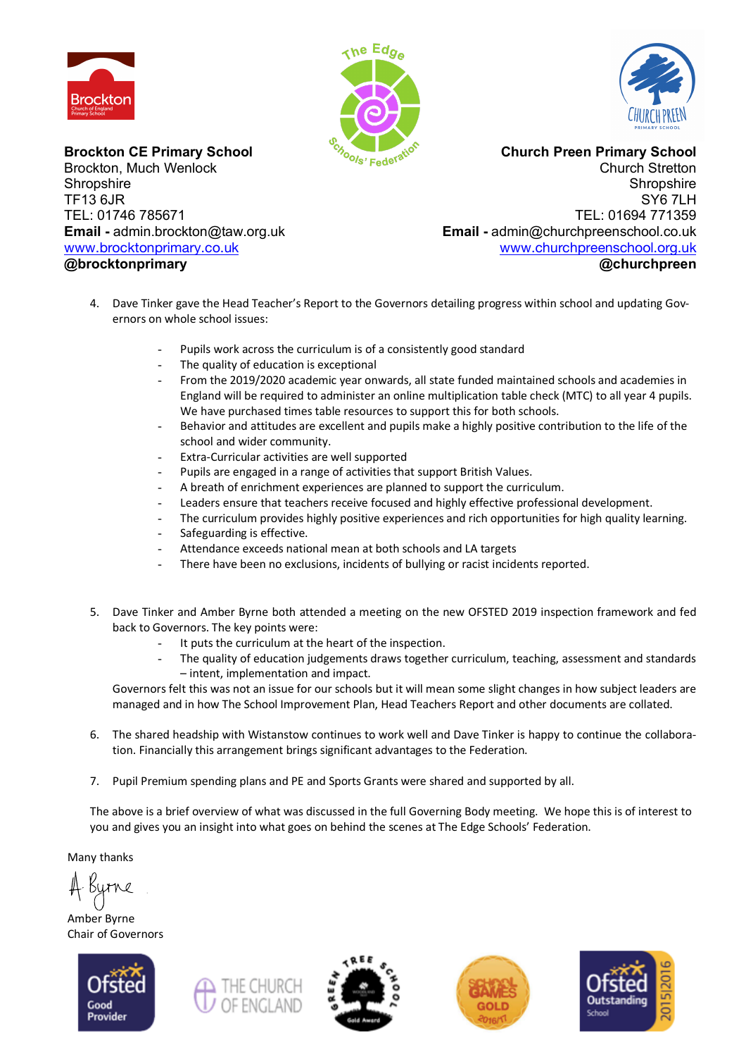**Brockton CE Primary School**
Brockton, Much Wenlock
Shropshire
TF13 6JR
TEL: 01746 785671
**Email -** admin.brockton@taw.org.uk
www.brocktonprimary.co.uk
**@brocktonprimary**

**Church Preen Primary School**
Church Stretton
Shropshire
SY6 7LH
TEL: 01694 771359
**Email -** admin@churchpreenschool.co.uk
www.churchpreenschool.org.uk
**@churchpreen**

4. Dave Tinker gave the Head Teacher's Report to the Governors detailing progress within school and updating Governors on whole school issues:

   - Pupils work across the curriculum is of a consistently good standard
   - The quality of education is exceptional
   - From the 2019/2020 academic year onwards, all state funded maintained schools and academies in England will be required to administer an online multiplication table check (MTC) to all year 4 pupils. We have purchased times table resources to support this for both schools.
   - Behavior and attitudes are excellent and pupils make a highly positive contribution to the life of the school and wider community.
   - Extra-Curricular activities are well supported
   - Pupils are engaged in a range of activities that support British Values.
   - A breath of enrichment experiences are planned to support the curriculum.
   - Leaders ensure that teachers receive focused and highly effective professional development.
   - The curriculum provides highly positive experiences and rich opportunities for high quality learning.
   - Safeguarding is effective.
   - Attendance exceeds national mean at both schools and LA targets
   - There have been no exclusions, incidents of bullying or racist incidents reported.

5. Dave Tinker and Amber Byrne both attended a meeting on the new OFSTED 2019 inspection framework and fed back to Governors. The key points were:
   - It puts the curriculum at the heart of the inspection.
   - The quality of education judgements draws together curriculum, teaching, assessment and standards – intent, implementation and impact.

   Governors felt this was not an issue for our schools but it will mean some slight changes in how subject leaders are managed and in how The School Improvement Plan, Head Teachers Report and other documents are collated.

6. The shared headship with Wistanstow continues to work well and Dave Tinker is happy to continue the collaboration. Financially this arrangement brings significant advantages to the Federation.

7. Pupil Premium spending plans and PE and Sports Grants were shared and supported by all.

The above is a brief overview of what was discussed in the full Governing Body meeting. We hope this is of interest to you and gives you an insight into what goes on behind the scenes at The Edge Schools' Federation.

Many thanks

A. Byrne

Amber Byrne
Chair of Governors